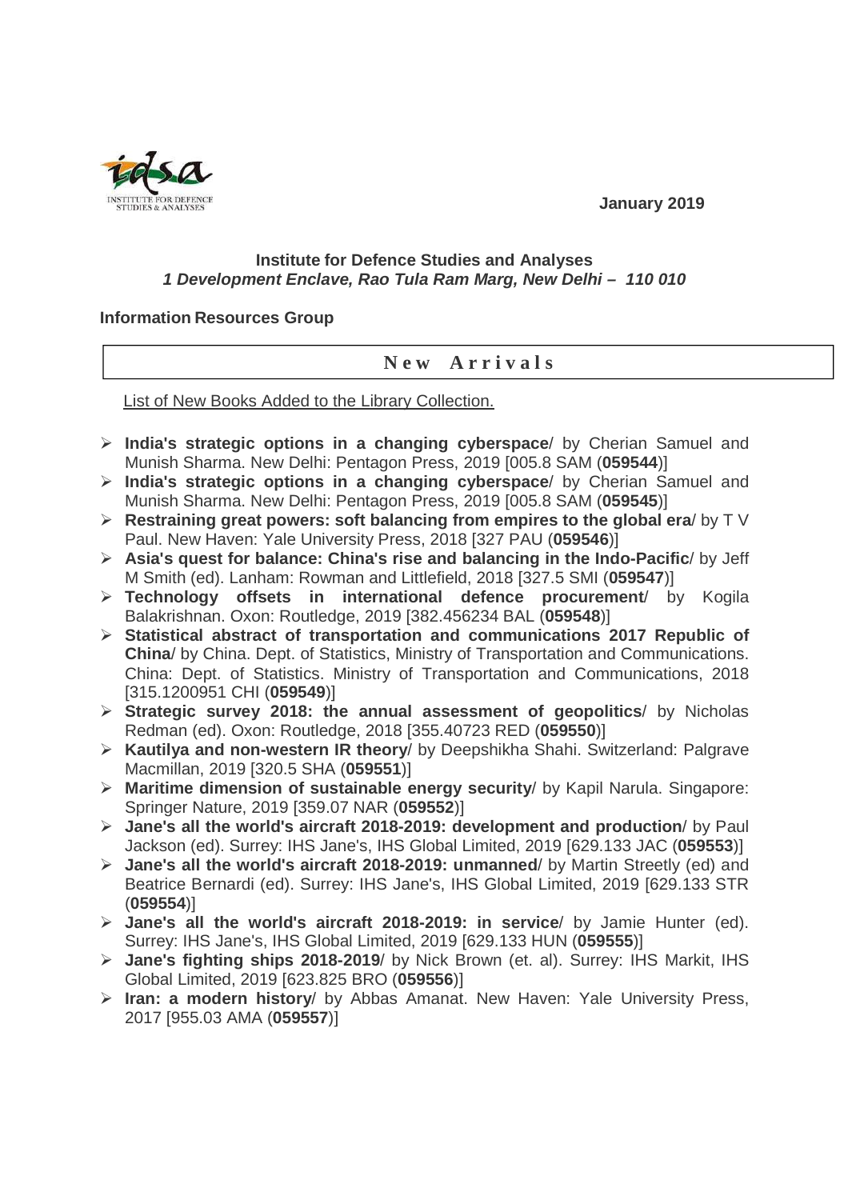January 2019

**Institute for Defence Studies and Analyses**
***1 Development Enclave, Rao Tula Ram Marg, New Delhi – 110 010***

**Information Resources Group**

## New Arrivals

List of New Books Added to the Library Collection.

- **India's strategic options in a changing cyberspace**/ by Cherian Samuel and Munish Sharma. New Delhi: Pentagon Press, 2019 [005.8 SAM (**059544**)]
- **India's strategic options in a changing cyberspace**/ by Cherian Samuel and Munish Sharma. New Delhi: Pentagon Press, 2019 [005.8 SAM (**059545**)]
- **Restraining great powers: soft balancing from empires to the global era**/ by T V Paul. New Haven: Yale University Press, 2018 [327 PAU (**059546**)]
- **Asia's quest for balance: China's rise and balancing in the Indo-Pacific**/ by Jeff M Smith (ed). Lanham: Rowman and Littlefield, 2018 [327.5 SMI (**059547**)]
- **Technology offsets in international defence procurement**/ by Kogila Balakrishnan. Oxon: Routledge, 2019 [382.456234 BAL (**059548**)]
- **Statistical abstract of transportation and communications 2017 Republic of China**/ by China. Dept. of Statistics, Ministry of Transportation and Communications. China: Dept. of Statistics. Ministry of Transportation and Communications, 2018 [315.1200951 CHI (**059549**)]
- **Strategic survey 2018: the annual assessment of geopolitics**/ by Nicholas Redman (ed). Oxon: Routledge, 2018 [355.40723 RED (**059550**)]
- **Kautilya and non-western IR theory**/ by Deepshikha Shahi. Switzerland: Palgrave Macmillan, 2019 [320.5 SHA (**059551**)]
- **Maritime dimension of sustainable energy security**/ by Kapil Narula. Singapore: Springer Nature, 2019 [359.07 NAR (**059552**)]
- **Jane's all the world's aircraft 2018-2019: development and production**/ by Paul Jackson (ed). Surrey: IHS Jane's, IHS Global Limited, 2019 [629.133 JAC (**059553**)]
- **Jane's all the world's aircraft 2018-2019: unmanned**/ by Martin Streetly (ed) and Beatrice Bernardi (ed). Surrey: IHS Jane's, IHS Global Limited, 2019 [629.133 STR (**059554**)]
- **Jane's all the world's aircraft 2018-2019: in service**/ by Jamie Hunter (ed). Surrey: IHS Jane's, IHS Global Limited, 2019 [629.133 HUN (**059555**)]
- **Jane's fighting ships 2018-2019**/ by Nick Brown (et. al). Surrey: IHS Markit, IHS Global Limited, 2019 [623.825 BRO (**059556**)]
- **Iran: a modern history**/ by Abbas Amanat. New Haven: Yale University Press, 2017 [955.03 AMA (**059557**)]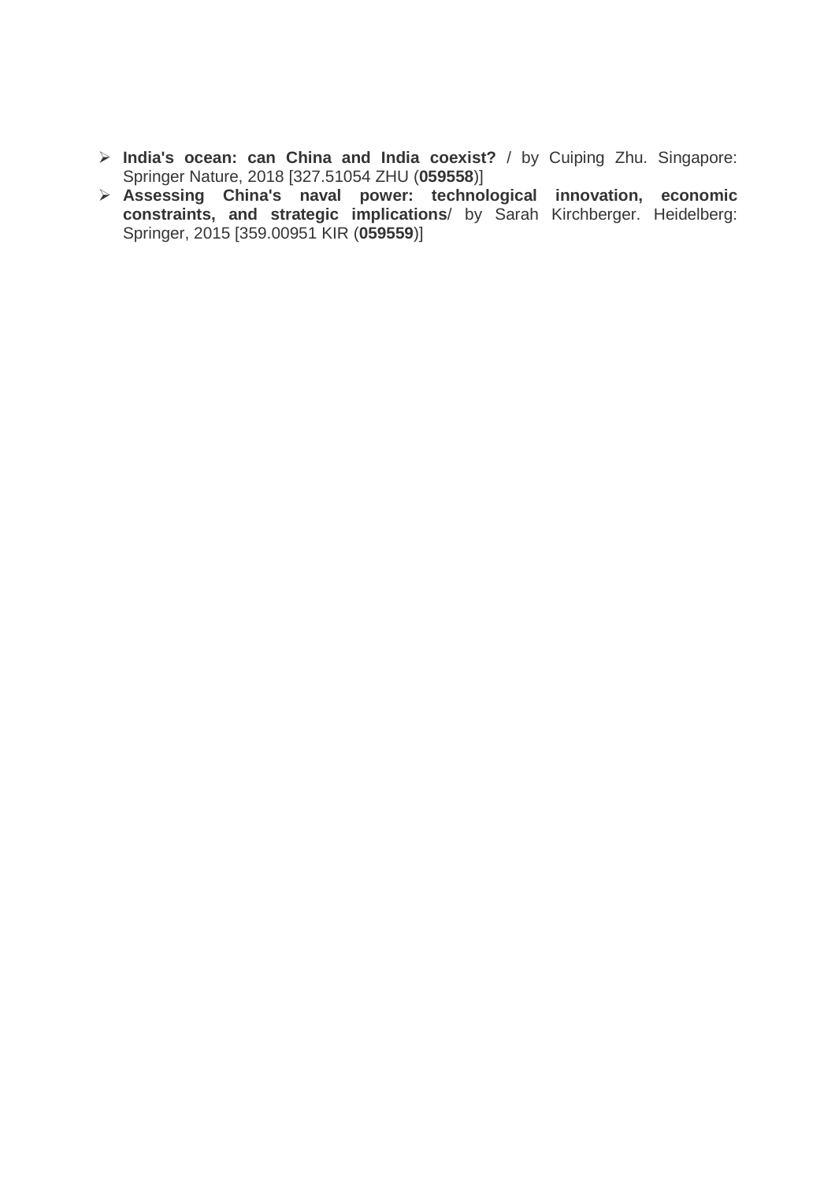- **India's ocean: can China and India coexist?** / by Cuiping Zhu. Singapore: Springer Nature, 2018 [327.51054 ZHU (**059558**)]
- **Assessing China's naval power: technological innovation, economic constraints, and strategic implications**/ by Sarah Kirchberger. Heidelberg: Springer, 2015 [359.00951 KIR (**059559**)]